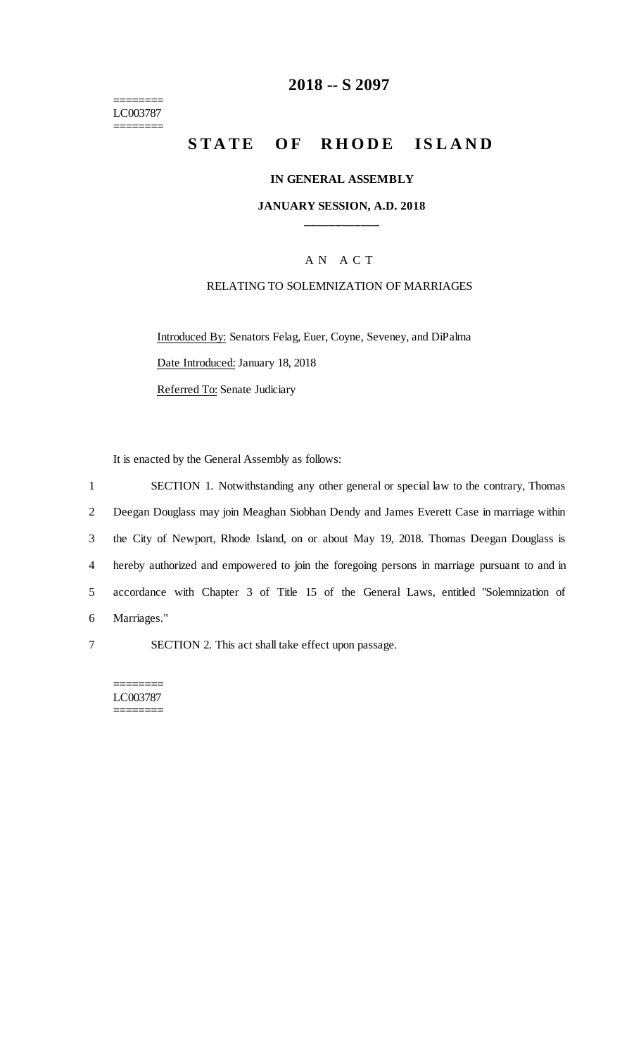========
LC003787
========

# 2018 -- S 2097

## S T A T E   O F   R H O D E   I S L A N D

### IN GENERAL ASSEMBLY

### JANUARY SESSION, A.D. 2018

\_\_\_\_\_\_\_\_\_\_\_\_

A N   A C T

RELATING TO SOLEMNIZATION OF MARRIAGES

Introduced By: Senators Felag, Euer, Coyne, Seveney, and DiPalma

Date Introduced: January 18, 2018

Referred To: Senate Judiciary

It is enacted by the General Assembly as follows:

1 SECTION 1. Notwithstanding any other general or special law to the contrary, Thomas
2 Deegan Douglass may join Meaghan Siobhan Dendy and James Everett Case in marriage within
3 the City of Newport, Rhode Island, on or about May 19, 2018. Thomas Deegan Douglass is
4 hereby authorized and empowered to join the foregoing persons in marriage pursuant to and in
5 accordance with Chapter 3 of Title 15 of the General Laws, entitled "Solemnization of
6 Marriages."

7 SECTION 2. This act shall take effect upon passage.

========
LC003787
========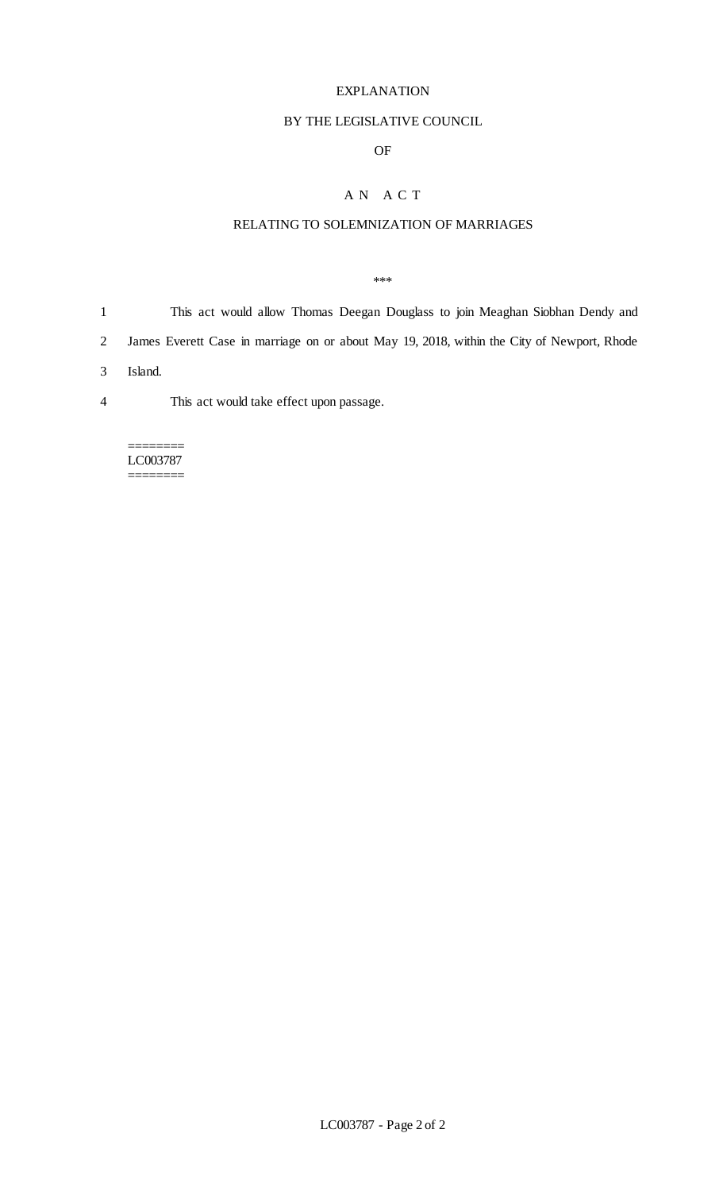EXPLANATION

BY THE LEGISLATIVE COUNCIL

OF

# A N A C T

## RELATING TO SOLEMNIZATION OF MARRIAGES

\*\*\*

1 This act would allow Thomas Deegan Douglass to join Meaghan Siobhan Dendy and
2 James Everett Case in marriage on or about May 19, 2018, within the City of Newport, Rhode
3 Island.

4 This act would take effect upon passage.

========
LC003787
========